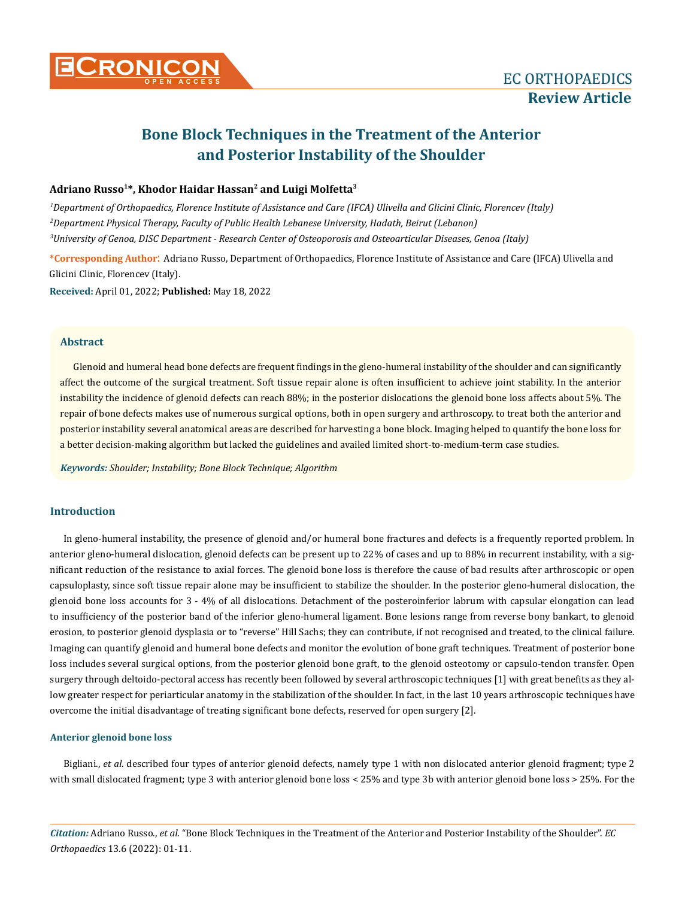# Bone Block Techniques in the Treatment of the Anterior and Posterior Instability of the Shoulder

**Adriano Russo[1]*, Khodor Haidar Hassan[2] and Luigi Molfetta[3]**

*[1]Department of Orthopaedics, Florence Institute of Assistance and Care (IFCA) Ulivella and Glicini Clinic, Florencev (Italy)*

*[2]Department Physical Therapy, Faculty of Public Health Lebanese University, Hadath, Beirut (Lebanon)*

*[3]University of Genoa, DISC Department - Research Center of Osteoporosis and Osteoarticular Diseases, Genoa (Italy)*

**\*Corresponding Author:** Adriano Russo, Department of Orthopaedics, Florence Institute of Assistance and Care (IFCA) Ulivella and Glicini Clinic, Florencev (Italy).

**Received:** April 01, 2022; **Published:** May 18, 2022

## Abstract

Glenoid and humeral head bone defects are frequent findings in the gleno-humeral instability of the shoulder and can significantly affect the outcome of the surgical treatment. Soft tissue repair alone is often insufficient to achieve joint stability. In the anterior instability the incidence of glenoid defects can reach 88%; in the posterior dislocations the glenoid bone loss affects about 5%. The repair of bone defects makes use of numerous surgical options, both in open surgery and arthroscopy. to treat both the anterior and posterior instability several anatomical areas are described for harvesting a bone block. Imaging helped to quantify the bone loss for a better decision-making algorithm but lacked the guidelines and availed limited short-to-medium-term case studies.

***Keywords:*** *Shoulder; Instability; Bone Block Technique; Algorithm*

## Introduction

In gleno-humeral instability, the presence of glenoid and/or humeral bone fractures and defects is a frequently reported problem. In anterior gleno-humeral dislocation, glenoid defects can be present up to 22% of cases and up to 88% in recurrent instability, with a significant reduction of the resistance to axial forces. The glenoid bone loss is therefore the cause of bad results after arthroscopic or open capsuloplasty, since soft tissue repair alone may be insufficient to stabilize the shoulder. In the posterior gleno-humeral dislocation, the glenoid bone loss accounts for 3 - 4% of all dislocations. Detachment of the posteroinferior labrum with capsular elongation can lead to insufficiency of the posterior band of the inferior gleno-humeral ligament. Bone lesions range from reverse bony bankart, to glenoid erosion, to posterior glenoid dysplasia or to "reverse" Hill Sachs; they can contribute, if not recognised and treated, to the clinical failure. Imaging can quantify glenoid and humeral bone defects and monitor the evolution of bone graft techniques. Treatment of posterior bone loss includes several surgical options, from the posterior glenoid bone graft, to the glenoid osteotomy or capsulo-tendon transfer. Open surgery through deltoido-pectoral access has recently been followed by several arthroscopic techniques [1] with great benefits as they allow greater respect for periarticular anatomy in the stabilization of the shoulder. In fact, in the last 10 years arthroscopic techniques have overcome the initial disadvantage of treating significant bone defects, reserved for open surgery [2].

### Anterior glenoid bone loss

Bigliani., *et al*. described four types of anterior glenoid defects, namely type 1 with non dislocated anterior glenoid fragment; type 2 with small dislocated fragment; type 3 with anterior glenoid bone loss < 25% and type 3b with anterior glenoid bone loss > 25%. For the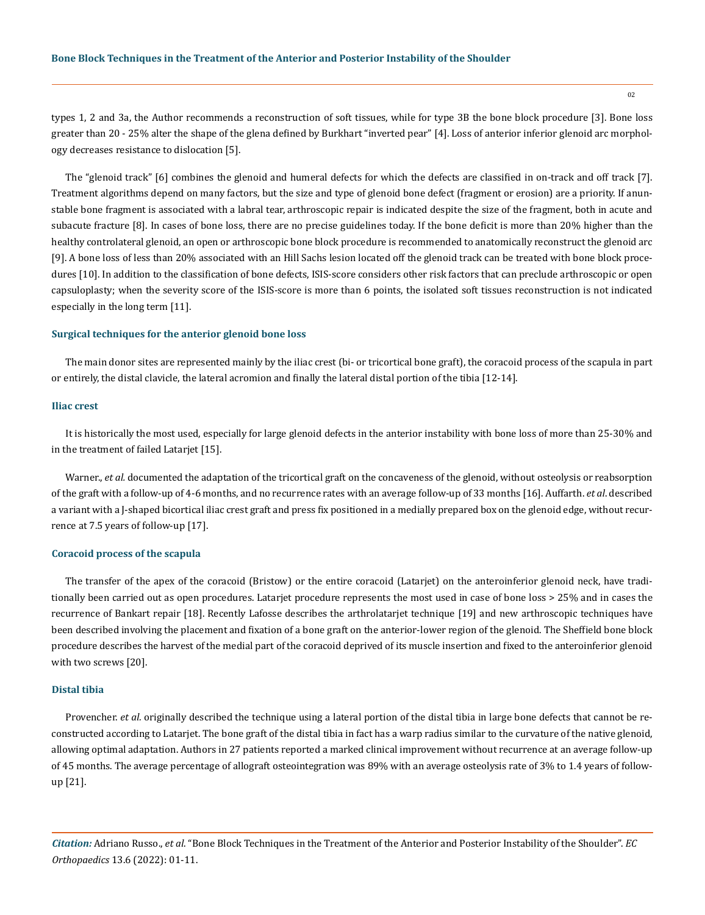types 1, 2 and 3a, the Author recommends a reconstruction of soft tissues, while for type 3B the bone block procedure [3]. Bone loss greater than 20 - 25% alter the shape of the glena defined by Burkhart "inverted pear" [4]. Loss of anterior inferior glenoid arc morphology decreases resistance to dislocation [5].

The "glenoid track" [6] combines the glenoid and humeral defects for which the defects are classified in on-track and off track [7]. Treatment algorithms depend on many factors, but the size and type of glenoid bone defect (fragment or erosion) are a priority. If anunstable bone fragment is associated with a labral tear, arthroscopic repair is indicated despite the size of the fragment, both in acute and subacute fracture [8]. In cases of bone loss, there are no precise guidelines today. If the bone deficit is more than 20% higher than the healthy controlateral glenoid, an open or arthroscopic bone block procedure is recommended to anatomically reconstruct the glenoid arc [9]. A bone loss of less than 20% associated with an Hill Sachs lesion located off the glenoid track can be treated with bone block procedures [10]. In addition to the classification of bone defects, ISIS-score considers other risk factors that can preclude arthroscopic or open capsuloplasty; when the severity score of the ISIS-score is more than 6 points, the isolated soft tissues reconstruction is not indicated especially in the long term [11].

### Surgical techniques for the anterior glenoid bone loss

The main donor sites are represented mainly by the iliac crest (bi- or tricortical bone graft), the coracoid process of the scapula in part or entirely, the distal clavicle, the lateral acromion and finally the lateral distal portion of the tibia [12-14].

### Iliac crest

It is historically the most used, especially for large glenoid defects in the anterior instability with bone loss of more than 25-30% and in the treatment of failed Latarjet [15].

Warner., *et al.* documented the adaptation of the tricortical graft on the concaveness of the glenoid, without osteolysis or reabsorption of the graft with a follow-up of 4-6 months, and no recurrence rates with an average follow-up of 33 months [16]. Auffarth. *et al*. described a variant with a J-shaped bicortical iliac crest graft and press fix positioned in a medially prepared box on the glenoid edge, without recurrence at 7.5 years of follow-up [17].

### Coracoid process of the scapula

The transfer of the apex of the coracoid (Bristow) or the entire coracoid (Latarjet) on the anteroinferior glenoid neck, have traditionally been carried out as open procedures. Latarjet procedure represents the most used in case of bone loss > 25% and in cases the recurrence of Bankart repair [18]. Recently Lafosse describes the arthrolatarjet technique [19] and new arthroscopic techniques have been described involving the placement and fixation of a bone graft on the anterior-lower region of the glenoid. The Sheffield bone block procedure describes the harvest of the medial part of the coracoid deprived of its muscle insertion and fixed to the anteroinferior glenoid with two screws [20].

### Distal tibia

Provencher. *et al.* originally described the technique using a lateral portion of the distal tibia in large bone defects that cannot be reconstructed according to Latarjet. The bone graft of the distal tibia in fact has a warp radius similar to the curvature of the native glenoid, allowing optimal adaptation. Authors in 27 patients reported a marked clinical improvement without recurrence at an average follow-up of 45 months. The average percentage of allograft osteointegration was 89% with an average osteolysis rate of 3% to 1.4 years of follow-up [21].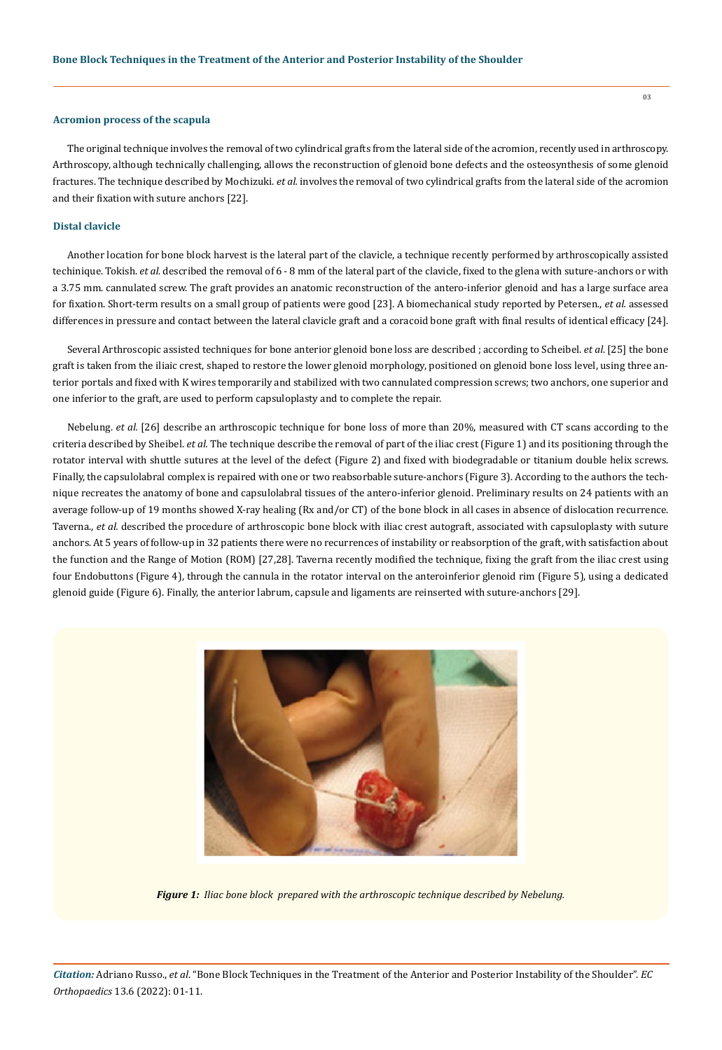### Acromion process of the scapula

The original technique involves the removal of two cylindrical grafts from the lateral side of the acromion, recently used in arthroscopy. Arthroscopy, although technically challenging, allows the reconstruction of glenoid bone defects and the osteosynthesis of some glenoid fractures. The technique described by Mochizuki. *et al.* involves the removal of two cylindrical grafts from the lateral side of the acromion and their fixation with suture anchors [22].

### Distal clavicle

Another location for bone block harvest is the lateral part of the clavicle, a technique recently performed by arthroscopically assisted techinique. Tokish. *et al.* described the removal of 6 - 8 mm of the lateral part of the clavicle, fixed to the glena with suture-anchors or with a 3.75 mm. cannulated screw. The graft provides an anatomic reconstruction of the antero-inferior glenoid and has a large surface area for fixation. Short-term results on a small group of patients were good [23]. A biomechanical study reported by Petersen., *et al.* assessed differences in pressure and contact between the lateral clavicle graft and a coracoid bone graft with final results of identical efficacy [24].

Several Arthroscopic assisted techniques for bone anterior glenoid bone loss are described ; according to Scheibel. *et al.* [25] the bone graft is taken from the iliaic crest, shaped to restore the lower glenoid morphology, positioned on glenoid bone loss level, using three anterior portals and fixed with K wires temporarily and stabilized with two cannulated compression screws; two anchors, one superior and one inferior to the graft, are used to perform capsuloplasty and to complete the repair.

Nebelung. *et al.* [26] describe an arthroscopic technique for bone loss of more than 20%, measured with CT scans according to the criteria described by Sheibel. *et al.* The technique describe the removal of part of the iliac crest (Figure 1) and its positioning through the rotator interval with shuttle sutures at the level of the defect (Figure 2) and fixed with biodegradable or titanium double helix screws. Finally, the capsulolabral complex is repaired with one or two reabsorbable suture-anchors (Figure 3). According to the authors the technique recreates the anatomy of bone and capsulolabral tissues of the antero-inferior glenoid. Preliminary results on 24 patients with an average follow-up of 19 months showed X-ray healing (Rx and/or CT) of the bone block in all cases in absence of dislocation recurrence. Taverna., *et al.* described the procedure of arthroscopic bone block with iliac crest autograft, associated with capsuloplasty with suture anchors. At 5 years of follow-up in 32 patients there were no recurrences of instability or reabsorption of the graft, with satisfaction about the function and the Range of Motion (ROM) [27,28]. Taverna recently modified the technique, fixing the graft from the iliac crest using four Endobuttons (Figure 4), through the cannula in the rotator interval on the anteroinferior glenoid rim (Figure 5), using a dedicated glenoid guide (Figure 6). Finally, the anterior labrum, capsule and ligaments are reinserted with suture-anchors [29].

***Figure 1:** Iliac bone block prepared with the arthroscopic technique described by Nebelung.*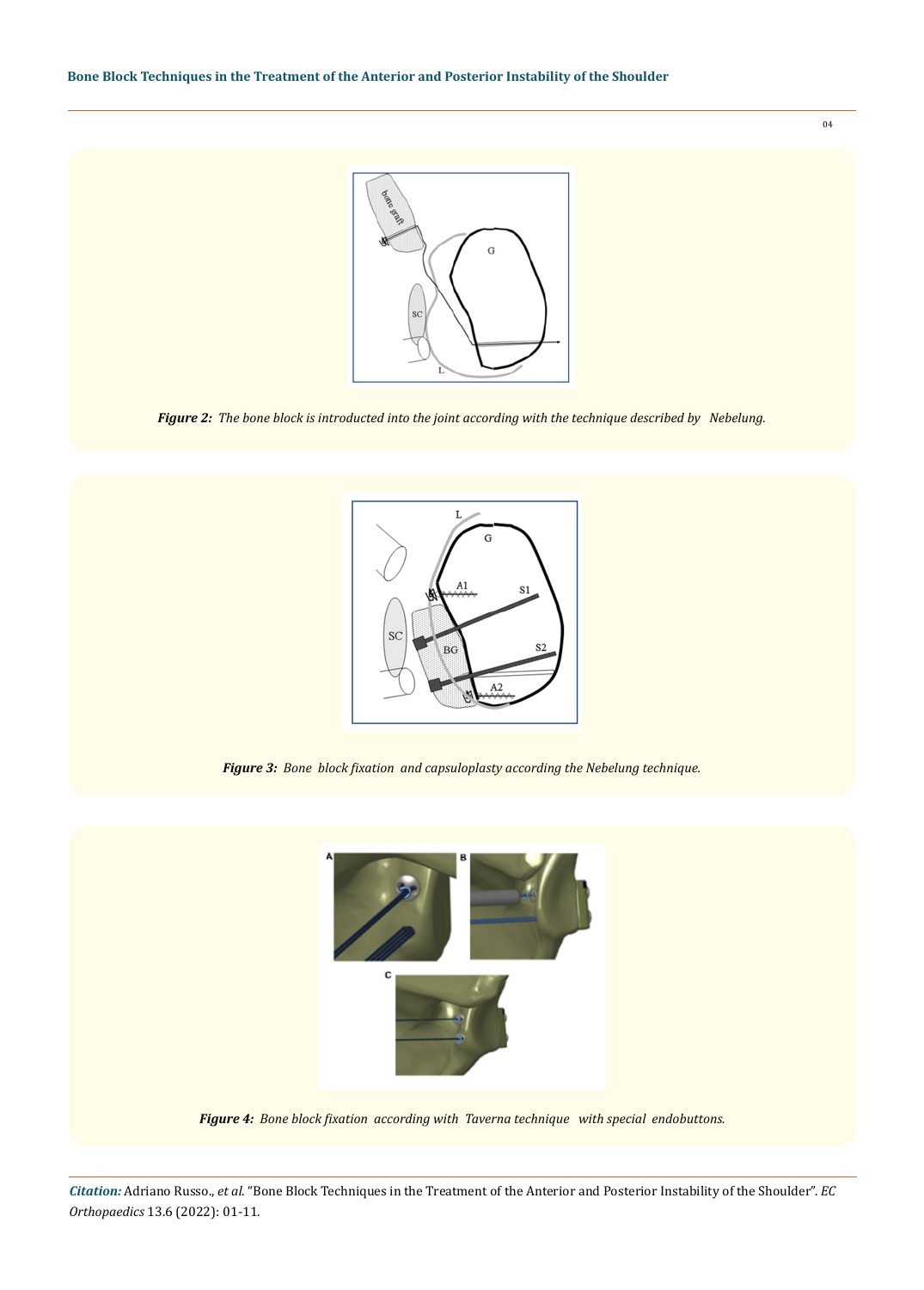***Figure 2:** The bone block is introducted into the joint according with the technique described by Nebelung.*

***Figure 3:** Bone block fixation and capsuloplasty according the Nebelung technique.*

***Figure 4:** Bone block fixation according with Taverna technique with special endobuttons.*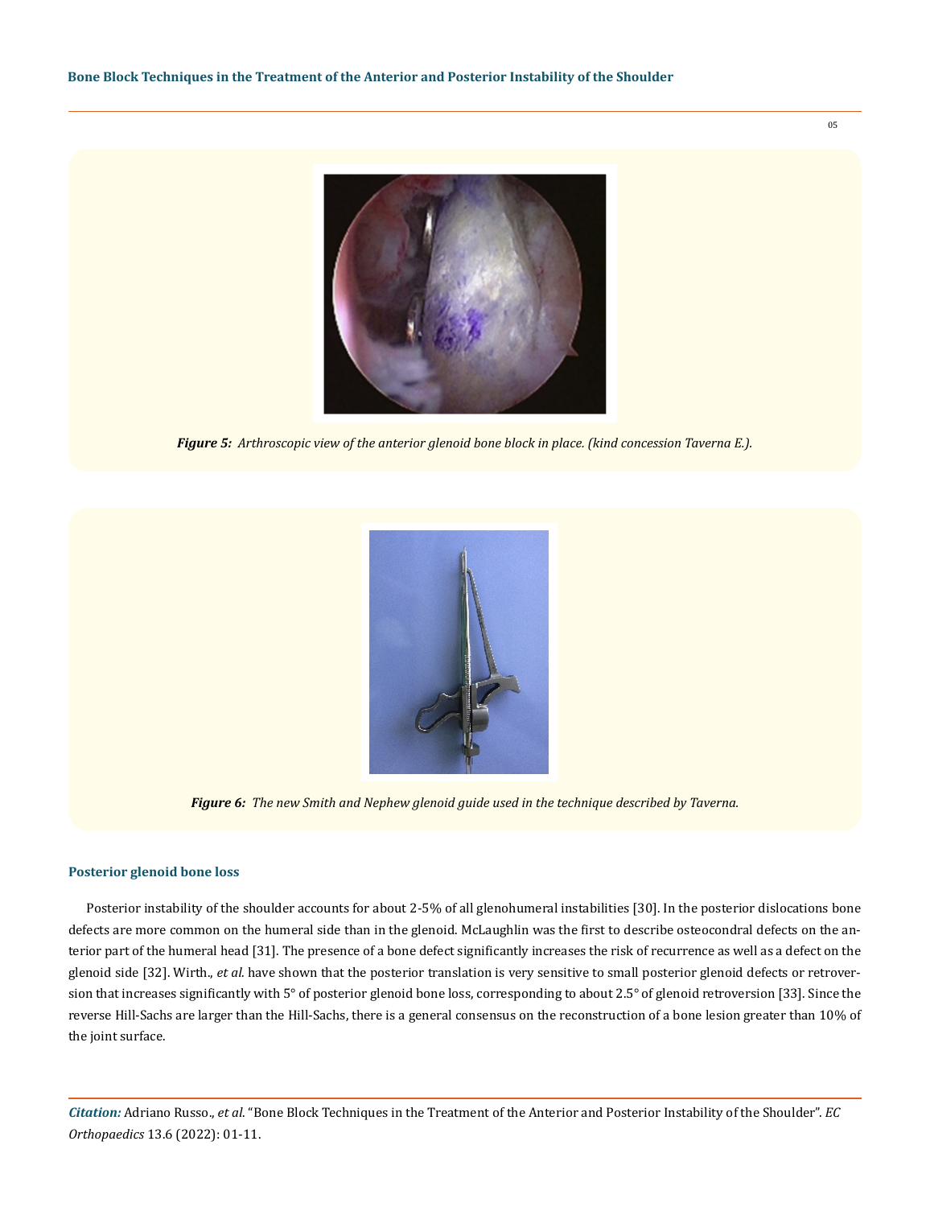*Figure 5: Arthroscopic view of the anterior glenoid bone block in place. (kind concession Taverna E.).*

*Figure 6: The new Smith and Nephew glenoid guide used in the technique described by Taverna.*

### Posterior glenoid bone loss

Posterior instability of the shoulder accounts for about 2-5% of all glenohumeral instabilities [30]. In the posterior dislocations bone defects are more common on the humeral side than in the glenoid. McLaughlin was the first to describe osteocondral defects on the anterior part of the humeral head [31]. The presence of a bone defect significantly increases the risk of recurrence as well as a defect on the glenoid side [32]. Wirth., *et al.* have shown that the posterior translation is very sensitive to small posterior glenoid defects or retroversion that increases significantly with 5° of posterior glenoid bone loss, corresponding to about 2.5° of glenoid retroversion [33]. Since the reverse Hill-Sachs are larger than the Hill-Sachs, there is a general consensus on the reconstruction of a bone lesion greater than 10% of the joint surface.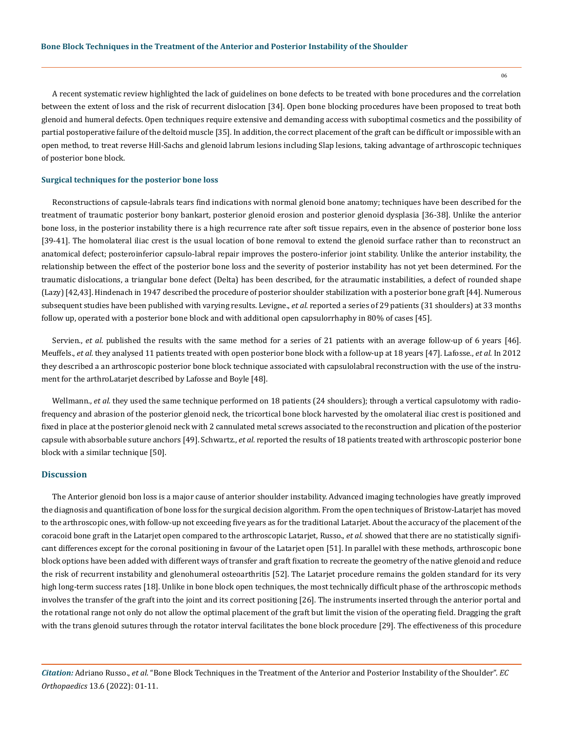A recent systematic review highlighted the lack of guidelines on bone defects to be treated with bone procedures and the correlation between the extent of loss and the risk of recurrent dislocation [34]. Open bone blocking procedures have been proposed to treat both glenoid and humeral defects. Open techniques require extensive and demanding access with suboptimal cosmetics and the possibility of partial postoperative failure of the deltoid muscle [35]. In addition, the correct placement of the graft can be difficult or impossible with an open method, to treat reverse Hill-Sachs and glenoid labrum lesions including Slap lesions, taking advantage of arthroscopic techniques of posterior bone block.

### Surgical techniques for the posterior bone loss

Reconstructions of capsule-labrals tears find indications with normal glenoid bone anatomy; techniques have been described for the treatment of traumatic posterior bony bankart, posterior glenoid erosion and posterior glenoid dysplasia [36-38]. Unlike the anterior bone loss, in the posterior instability there is a high recurrence rate after soft tissue repairs, even in the absence of posterior bone loss [39-41]. The homolateral iliac crest is the usual location of bone removal to extend the glenoid surface rather than to reconstruct an anatomical defect; posteroinferior capsulo-labral repair improves the postero-inferior joint stability. Unlike the anterior instability, the relationship between the effect of the posterior bone loss and the severity of posterior instability has not yet been determined. For the traumatic dislocations, a triangular bone defect (Delta) has been described, for the atraumatic instabilities, a defect of rounded shape (Lazy) [42,43]. Hindenach in 1947 described the procedure of posterior shoulder stabilization with a posterior bone graft [44]. Numerous subsequent studies have been published with varying results. Levigne., *et al.* reported a series of 29 patients (31 shoulders) at 33 months follow up, operated with a posterior bone block and with additional open capsulorrhaphy in 80% of cases [45].

Servien., *et al.* published the results with the same method for a series of 21 patients with an average follow-up of 6 years [46]. Meuffels., *et al.* they analysed 11 patients treated with open posterior bone block with a follow-up at 18 years [47]. Lafosse., *et al.* In 2012 they described a an arthroscopic posterior bone block technique associated with capsulolabral reconstruction with the use of the instrument for the arthroLatarjet described by Lafosse and Boyle [48].

Wellmann., *et al.* they used the same technique performed on 18 patients (24 shoulders); through a vertical capsulotomy with radiofrequency and abrasion of the posterior glenoid neck, the tricortical bone block harvested by the omolateral iliac crest is positioned and fixed in place at the posterior glenoid neck with 2 cannulated metal screws associated to the reconstruction and plication of the posterior capsule with absorbable suture anchors [49]. Schwartz., *et al.* reported the results of 18 patients treated with arthroscopic posterior bone block with a similar technique [50].

## Discussion

The Anterior glenoid bon loss is a major cause of anterior shoulder instability. Advanced imaging technologies have greatly improved the diagnosis and quantification of bone loss for the surgical decision algorithm. From the open techniques of Bristow-Latarjet has moved to the arthroscopic ones, with follow-up not exceeding five years as for the traditional Latarjet. About the accuracy of the placement of the coracoid bone graft in the Latarjet open compared to the arthroscopic Latarjet, Russo., *et al.* showed that there are no statistically significant differences except for the coronal positioning in favour of the Latarjet open [51]. In parallel with these methods, arthroscopic bone block options have been added with different ways of transfer and graft fixation to recreate the geometry of the native glenoid and reduce the risk of recurrent instability and glenohumeral osteoarthritis [52]. The Latarjet procedure remains the golden standard for its very high long-term success rates [18]. Unlike in bone block open techniques, the most technically difficult phase of the arthroscopic methods involves the transfer of the graft into the joint and its correct positioning [26]. The instruments inserted through the anterior portal and the rotational range not only do not allow the optimal placement of the graft but limit the vision of the operating field. Dragging the graft with the trans glenoid sutures through the rotator interval facilitates the bone block procedure [29]. The effectiveness of this procedure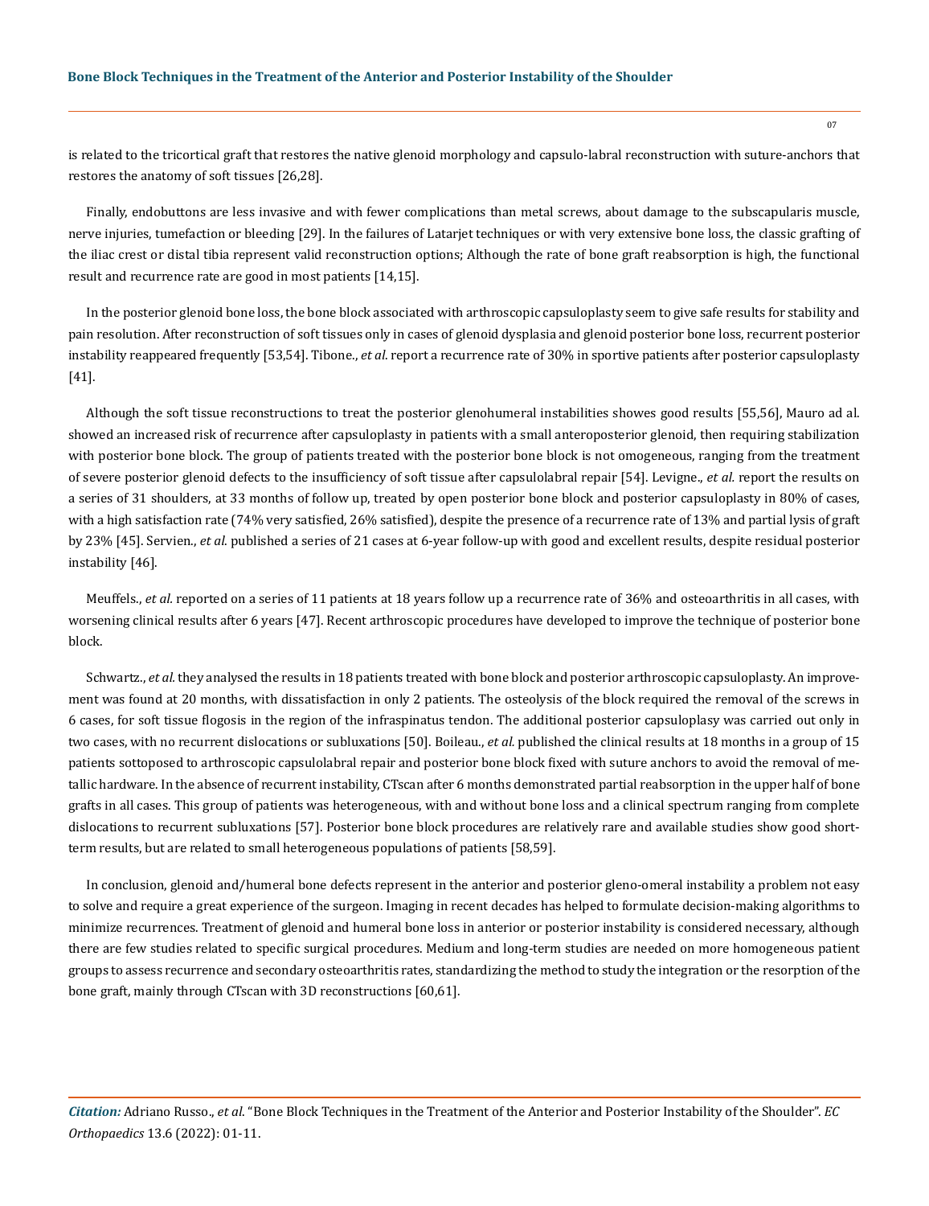is related to the tricortical graft that restores the native glenoid morphology and capsulo-labral reconstruction with suture-anchors that restores the anatomy of soft tissues [26,28].

Finally, endobuttons are less invasive and with fewer complications than metal screws, about damage to the subscapularis muscle, nerve injuries, tumefaction or bleeding [29]. In the failures of Latarjet techniques or with very extensive bone loss, the classic grafting of the iliac crest or distal tibia represent valid reconstruction options; Although the rate of bone graft reabsorption is high, the functional result and recurrence rate are good in most patients [14,15].

In the posterior glenoid bone loss, the bone block associated with arthroscopic capsuloplasty seem to give safe results for stability and pain resolution. After reconstruction of soft tissues only in cases of glenoid dysplasia and glenoid posterior bone loss, recurrent posterior instability reappeared frequently [53,54]. Tibone., *et al*. report a recurrence rate of 30% in sportive patients after posterior capsuloplasty [41].

Although the soft tissue reconstructions to treat the posterior glenohumeral instabilities showes good results [55,56], Mauro ad al. showed an increased risk of recurrence after capsuloplasty in patients with a small anteroposterior glenoid, then requiring stabilization with posterior bone block. The group of patients treated with the posterior bone block is not omogeneous, ranging from the treatment of severe posterior glenoid defects to the insufficiency of soft tissue after capsulolabral repair [54]. Levigne., *et al.* report the results on a series of 31 shoulders, at 33 months of follow up, treated by open posterior bone block and posterior capsuloplasty in 80% of cases, with a high satisfaction rate (74% very satisfied, 26% satisfied), despite the presence of a recurrence rate of 13% and partial lysis of graft by 23% [45]. Servien., *et al.* published a series of 21 cases at 6-year follow-up with good and excellent results, despite residual posterior instability [46].

Meuffels., *et al.* reported on a series of 11 patients at 18 years follow up a recurrence rate of 36% and osteoarthritis in all cases, with worsening clinical results after 6 years [47]. Recent arthroscopic procedures have developed to improve the technique of posterior bone block.

Schwartz., *et al.* they analysed the results in 18 patients treated with bone block and posterior arthroscopic capsuloplasty. An improvement was found at 20 months, with dissatisfaction in only 2 patients. The osteolysis of the block required the removal of the screws in 6 cases, for soft tissue flogosis in the region of the infraspinatus tendon. The additional posterior capsuloplasy was carried out only in two cases, with no recurrent dislocations or subluxations [50]. Boileau., *et al.* published the clinical results at 18 months in a group of 15 patients sottoposed to arthroscopic capsulolabral repair and posterior bone block fixed with suture anchors to avoid the removal of metallic hardware. In the absence of recurrent instability, CTscan after 6 months demonstrated partial reabsorption in the upper half of bone grafts in all cases. This group of patients was heterogeneous, with and without bone loss and a clinical spectrum ranging from complete dislocations to recurrent subluxations [57]. Posterior bone block procedures are relatively rare and available studies show good short-term results, but are related to small heterogeneous populations of patients [58,59].

In conclusion, glenoid and/humeral bone defects represent in the anterior and posterior gleno-omeral instability a problem not easy to solve and require a great experience of the surgeon. Imaging in recent decades has helped to formulate decision-making algorithms to minimize recurrences. Treatment of glenoid and humeral bone loss in anterior or posterior instability is considered necessary, although there are few studies related to specific surgical procedures. Medium and long-term studies are needed on more homogeneous patient groups to assess recurrence and secondary osteoarthritis rates, standardizing the method to study the integration or the resorption of the bone graft, mainly through CTscan with 3D reconstructions [60,61].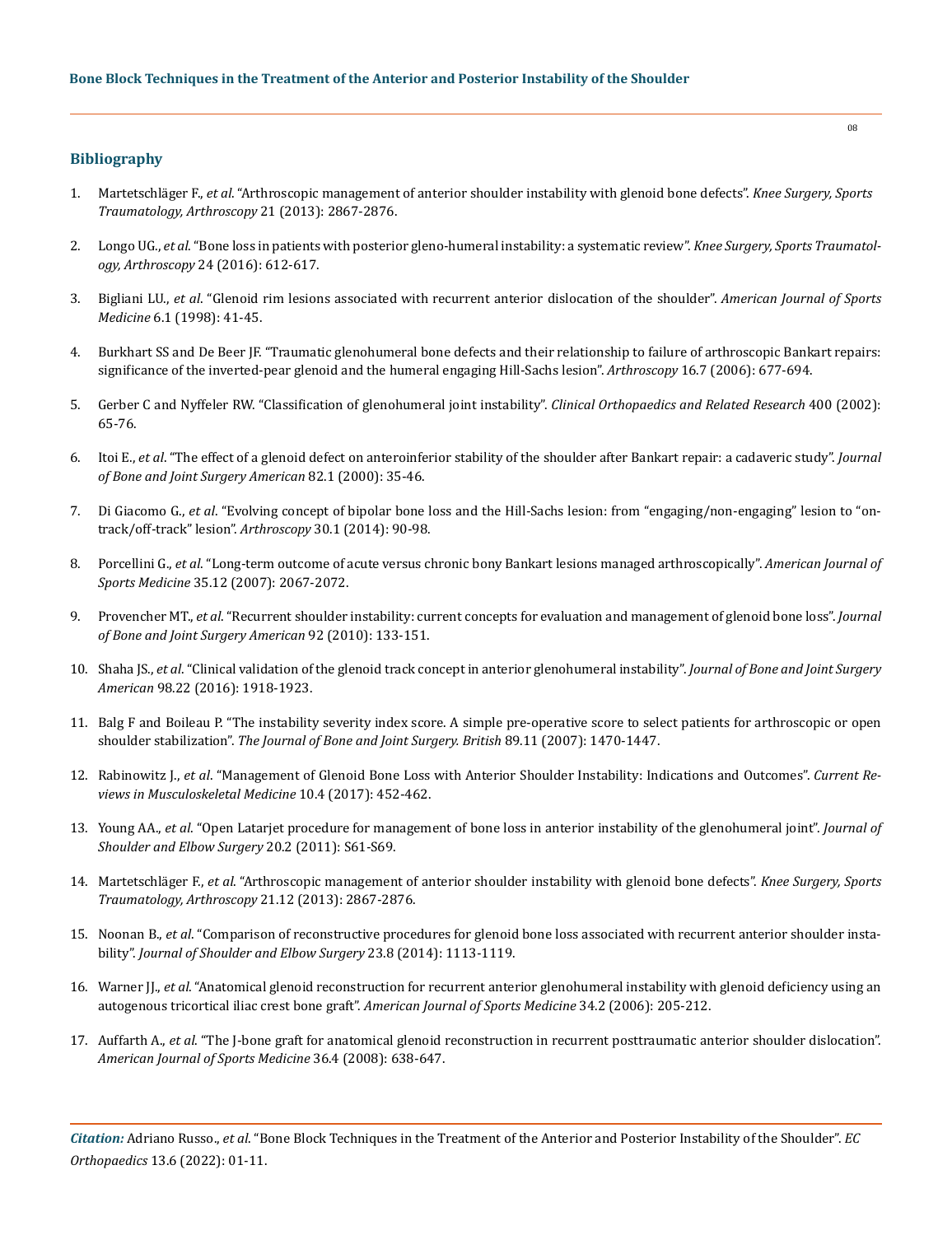## Bibliography

1. Martetschläger F., *et al*. "Arthroscopic management of anterior shoulder instability with glenoid bone defects". *Knee Surgery, Sports Traumatology, Arthroscopy* 21 (2013): 2867-2876.
2. Longo UG., *et al*. "Bone loss in patients with posterior gleno-humeral instability: a systematic review". *Knee Surgery, Sports Traumatology, Arthroscopy* 24 (2016): 612-617.
3. Bigliani LU., *et al*. "Glenoid rim lesions associated with recurrent anterior dislocation of the shoulder". *American Journal of Sports Medicine* 6.1 (1998): 41-45.
4. Burkhart SS and De Beer JF. "Traumatic glenohumeral bone defects and their relationship to failure of arthroscopic Bankart repairs: significance of the inverted-pear glenoid and the humeral engaging Hill-Sachs lesion". *Arthroscopy* 16.7 (2006): 677-694.
5. Gerber C and Nyffeler RW. "Classification of glenohumeral joint instability". *Clinical Orthopaedics and Related Research* 400 (2002): 65-76.
6. Itoi E., *et al*. "The effect of a glenoid defect on anteroinferior stability of the shoulder after Bankart repair: a cadaveric study". *Journal of Bone and Joint Surgery American* 82.1 (2000): 35-46.
7. Di Giacomo G., *et al*. "Evolving concept of bipolar bone loss and the Hill-Sachs lesion: from "engaging/non-engaging" lesion to "on-track/off-track" lesion". *Arthroscopy* 30.1 (2014): 90-98.
8. Porcellini G., *et al*. "Long-term outcome of acute versus chronic bony Bankart lesions managed arthroscopically". *American Journal of Sports Medicine* 35.12 (2007): 2067-2072.
9. Provencher MT., *et al*. "Recurrent shoulder instability: current concepts for evaluation and management of glenoid bone loss". *Journal of Bone and Joint Surgery American* 92 (2010): 133-151.
10. Shaha JS., *et al*. "Clinical validation of the glenoid track concept in anterior glenohumeral instability". *Journal of Bone and Joint Surgery American* 98.22 (2016): 1918-1923.
11. Balg F and Boileau P. "The instability severity index score. A simple pre-operative score to select patients for arthroscopic or open shoulder stabilization". *The Journal of Bone and Joint Surgery. British* 89.11 (2007): 1470-1447.
12. Rabinowitz J., *et al*. "Management of Glenoid Bone Loss with Anterior Shoulder Instability: Indications and Outcomes". *Current Reviews in Musculoskeletal Medicine* 10.4 (2017): 452-462.
13. Young AA., *et al*. "Open Latarjet procedure for management of bone loss in anterior instability of the glenohumeral joint". *Journal of Shoulder and Elbow Surgery* 20.2 (2011): S61-S69.
14. Martetschläger F., *et al*. "Arthroscopic management of anterior shoulder instability with glenoid bone defects". *Knee Surgery, Sports Traumatology, Arthroscopy* 21.12 (2013): 2867-2876.
15. Noonan B., *et al*. "Comparison of reconstructive procedures for glenoid bone loss associated with recurrent anterior shoulder instability". *Journal of Shoulder and Elbow Surgery* 23.8 (2014): 1113-1119.
16. Warner JJ., *et al*. "Anatomical glenoid reconstruction for recurrent anterior glenohumeral instability with glenoid deficiency using an autogenous tricortical iliac crest bone graft". *American Journal of Sports Medicine* 34.2 (2006): 205-212.
17. Auffarth A., *et al*. "The J-bone graft for anatomical glenoid reconstruction in recurrent posttraumatic anterior shoulder dislocation". *American Journal of Sports Medicine* 36.4 (2008): 638-647.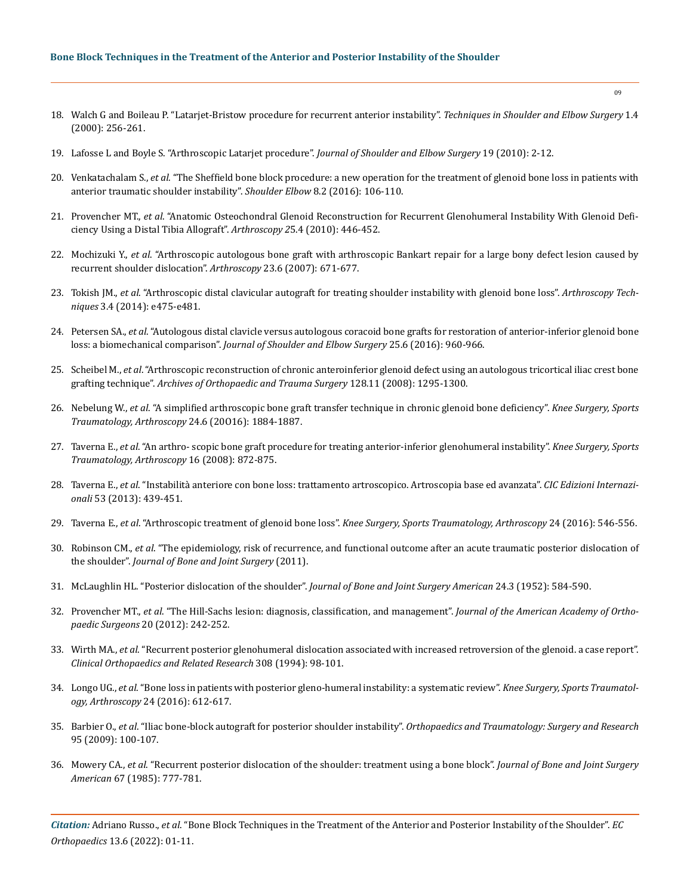18. Walch G and Boileau P. "Latarjet-Bristow procedure for recurrent anterior instability". *Techniques in Shoulder and Elbow Surgery* 1.4 (2000): 256-261.
19. Lafosse L and Boyle S. "Arthroscopic Latarjet procedure". *Journal of Shoulder and Elbow Surgery* 19 (2010): 2-12.
20. Venkatachalam S., *et al*. "The Sheffield bone block procedure: a new operation for the treatment of glenoid bone loss in patients with anterior traumatic shoulder instability". *Shoulder Elbow* 8.2 (2016): 106-110.
21. Provencher MT., *et al*. "Anatomic Osteochondral Glenoid Reconstruction for Recurrent Glenohumeral Instability With Glenoid Deficiency Using a Distal Tibia Allograft". *Arthroscopy 2*5.4 (2010): 446-452.
22. Mochizuki Y., *et al*. "Arthroscopic autologous bone graft with arthroscopic Bankart repair for a large bony defect lesion caused by recurrent shoulder dislocation". *Arthroscopy* 23.6 (2007): 671-677.
23. Tokish JM., *et al*. "Arthroscopic distal clavicular autograft for treating shoulder instability with glenoid bone loss". *Arthroscopy Techniques* 3.4 (2014): e475-e481.
24. Petersen SA., *et al*. "Autologous distal clavicle versus autologous coracoid bone grafts for restoration of anterior-inferior glenoid bone loss: a biomechanical comparison". *Journal of Shoulder and Elbow Surgery* 25.6 (2016): 960-966.
25. Scheibel M., *et al*. "Arthroscopic reconstruction of chronic anteroinferior glenoid defect using an autologous tricortical iliac crest bone grafting technique". *Archives of Orthopaedic and Trauma Surgery* 128.11 (2008): 1295-1300.
26. Nebelung W., *et al*. "A simplified arthroscopic bone graft transfer technique in chronic glenoid bone deficiency". *Knee Surgery, Sports Traumatology, Arthroscopy* 24.6 (20O16): 1884-1887.
27. Taverna E., *et al*. "An arthro- scopic bone graft procedure for treating anterior-inferior glenohumeral instability". *Knee Surgery, Sports Traumatology, Arthroscopy* 16 (2008): 872-875.
28. Taverna E., *et al*. "Instabilità anteriore con bone loss: trattamento artroscopico. Artroscopia base ed avanzata". *CIC Edizioni Internazionali* 53 (2013): 439-451.
29. Taverna E., *et al*. "Arthroscopic treatment of glenoid bone loss". *Knee Surgery, Sports Traumatology, Arthroscopy* 24 (2016): 546-556.
30. Robinson CM., *et al*. "The epidemiology, risk of recurrence, and functional outcome after an acute traumatic posterior dislocation of the shoulder". *Journal of Bone and Joint Surgery* (2011).
31. McLaughlin HL. "Posterior dislocation of the shoulder". *Journal of Bone and Joint Surgery American* 24.3 (1952): 584-590.
32. Provencher MT., *et al*. "The Hill-Sachs lesion: diagnosis, classification, and management". *Journal of the American Academy of Orthopaedic Surgeons* 20 (2012): 242-252.
33. Wirth MA., *et al*. "Recurrent posterior glenohumeral dislocation associated with increased retroversion of the glenoid. a case report". *Clinical Orthopaedics and Related Research* 308 (1994): 98-101.
34. Longo UG., *et al*. "Bone loss in patients with posterior gleno-humeral instability: a systematic review". *Knee Surgery, Sports Traumatology, Arthroscopy* 24 (2016): 612-617.
35. Barbier O., *et al*. "Iliac bone-block autograft for posterior shoulder instability". *Orthopaedics and Traumatology: Surgery and Research* 95 (2009): 100-107.
36. Mowery CA., *et al*. "Recurrent posterior dislocation of the shoulder: treatment using a bone block". *Journal of Bone and Joint Surgery American* 67 (1985): 777-781.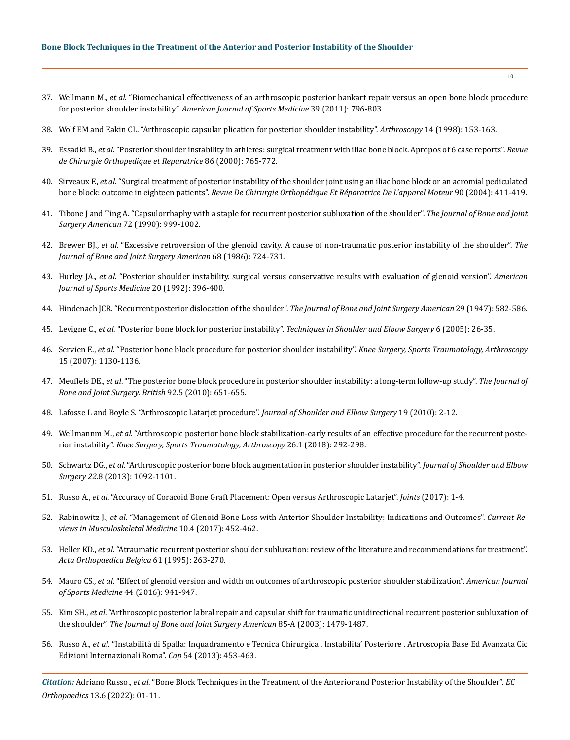37. Wellmann M., *et al*. "Biomechanical effectiveness of an arthroscopic posterior bankart repair versus an open bone block procedure for posterior shoulder instability". *American Journal of Sports Medicine* 39 (2011): 796-803.

38. Wolf EM and Eakin CL. "Arthroscopic capsular plication for posterior shoulder instability". *Arthroscopy* 14 (1998): 153-163.

39. Essadki B., *et al*. "Posterior shoulder instability in athletes: surgical treatment with iliac bone block. Apropos of 6 case reports". *Revue de Chirurgie Orthopedique et Reparatrice* 86 (2000): 765-772.

40. Sirveaux F., *et al*. "Surgical treatment of posterior instability of the shoulder joint using an iliac bone block or an acromial pediculated bone block: outcome in eighteen patients". *Revue De Chirurgie Orthopédique Et Réparatrice De L'apparel Moteur* 90 (2004): 411-419.

41. Tibone J and Ting A. "Capsulorrhaphy with a staple for recurrent posterior subluxation of the shoulder". *The Journal of Bone and Joint Surgery American* 72 (1990): 999-1002.

42. Brewer BJ., *et al*. "Excessive retroversion of the glenoid cavity. A cause of non-traumatic posterior instability of the shoulder". *The Journal of Bone and Joint Surgery American* 68 (1986): 724-731.

43. Hurley JA., *et al*. "Posterior shoulder instability. surgical versus conservative results with evaluation of glenoid version". *American Journal of Sports Medicine* 20 (1992): 396-400.

44. Hindenach JCR. "Recurrent posterior dislocation of the shoulder". *The Journal of Bone and Joint Surgery American* 29 (1947): 582-586.

45. Levigne C., *et al*. "Posterior bone block for posterior instability". *Techniques in Shoulder and Elbow Surgery* 6 (2005): 26-35.

46. Servien E., *et al*. "Posterior bone block procedure for posterior shoulder instability". *Knee Surgery, Sports Traumatology, Arthroscopy* 15 (2007): 1130-1136.

47. Meuffels DE., *et al*. "The posterior bone block procedure in posterior shoulder instability: a long-term follow-up study". *The Journal of Bone and Joint Surgery. British* 92.5 (2010): 651-655.

48. Lafosse L and Boyle S. "Arthroscopic Latarjet procedure". *Journal of Shoulder and Elbow Surgery* 19 (2010): 2-12.

49. Wellmannm M., *et al*. "Arthroscopic posterior bone block stabilization-early results of an effective procedure for the recurrent posterior instability". *Knee Surgery, Sports Traumatology, Arthroscopy* 26.1 (2018): 292-298.

50. Schwartz DG., *et al*. "Arthroscopic posterior bone block augmentation in posterior shoulder instability". *Journal of Shoulder and Elbow Surgery 22*.8 (2013): 1092-1101.

51. Russo A., *et al*. "Accuracy of Coracoid Bone Graft Placement: Open versus Arthroscopic Latarjet". *Joints* (2017): 1-4.

52. Rabinowitz J., *et al*. "Management of Glenoid Bone Loss with Anterior Shoulder Instability: Indications and Outcomes". *Current Reviews in Musculoskeletal Medicine* 10.4 (2017): 452-462.

53. Heller KD., *et al*. "Atraumatic recurrent posterior shoulder subluxation: review of the literature and recommendations for treatment". *Acta Orthopaedica Belgica* 61 (1995): 263-270.

54. Mauro CS., *et al*. "Effect of glenoid version and width on outcomes of arthroscopic posterior shoulder stabilization". *American Journal of Sports Medicine* 44 (2016): 941-947.

55. Kim SH., *et al*. "Arthroscopic posterior labral repair and capsular shift for traumatic unidirectional recurrent posterior subluxation of the shoulder". *The Journal of Bone and Joint Surgery American* 85-A (2003): 1479-1487.

56. Russo A., *et al*. "Instabilità di Spalla: Inquadramento e Tecnica Chirurgica . Instabilita' Posteriore . Artroscopia Base Ed Avanzata Cic Edizioni Internazionali Roma". *Cap* 54 (2013): 453-463.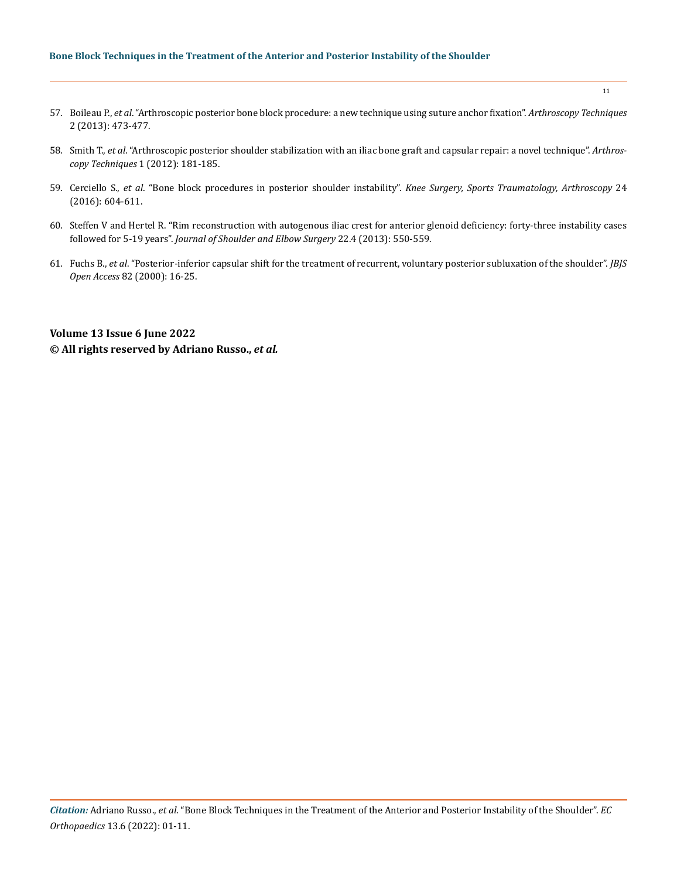57. Boileau P., *et al*. "Arthroscopic posterior bone block procedure: a new technique using suture anchor fixation". *Arthroscopy Techniques* 2 (2013): 473-477.

58. Smith T., *et al*. "Arthroscopic posterior shoulder stabilization with an iliac bone graft and capsular repair: a novel technique". *Arthroscopy Techniques* 1 (2012): 181-185.

59. Cerciello S., *et al*. "Bone block procedures in posterior shoulder instability". *Knee Surgery, Sports Traumatology, Arthroscopy* 24 (2016): 604-611.

60. Steffen V and Hertel R. "Rim reconstruction with autogenous iliac crest for anterior glenoid deficiency: forty-three instability cases followed for 5-19 years". *Journal of Shoulder and Elbow Surgery* 22.4 (2013): 550-559.

61. Fuchs B., *et al*. "Posterior-inferior capsular shift for the treatment of recurrent, voluntary posterior subluxation of the shoulder". *JBJS Open Access* 82 (2000): 16-25.

**Volume 13 Issue 6 June 2022**
**© All rights reserved by Adriano Russo., *et al.***